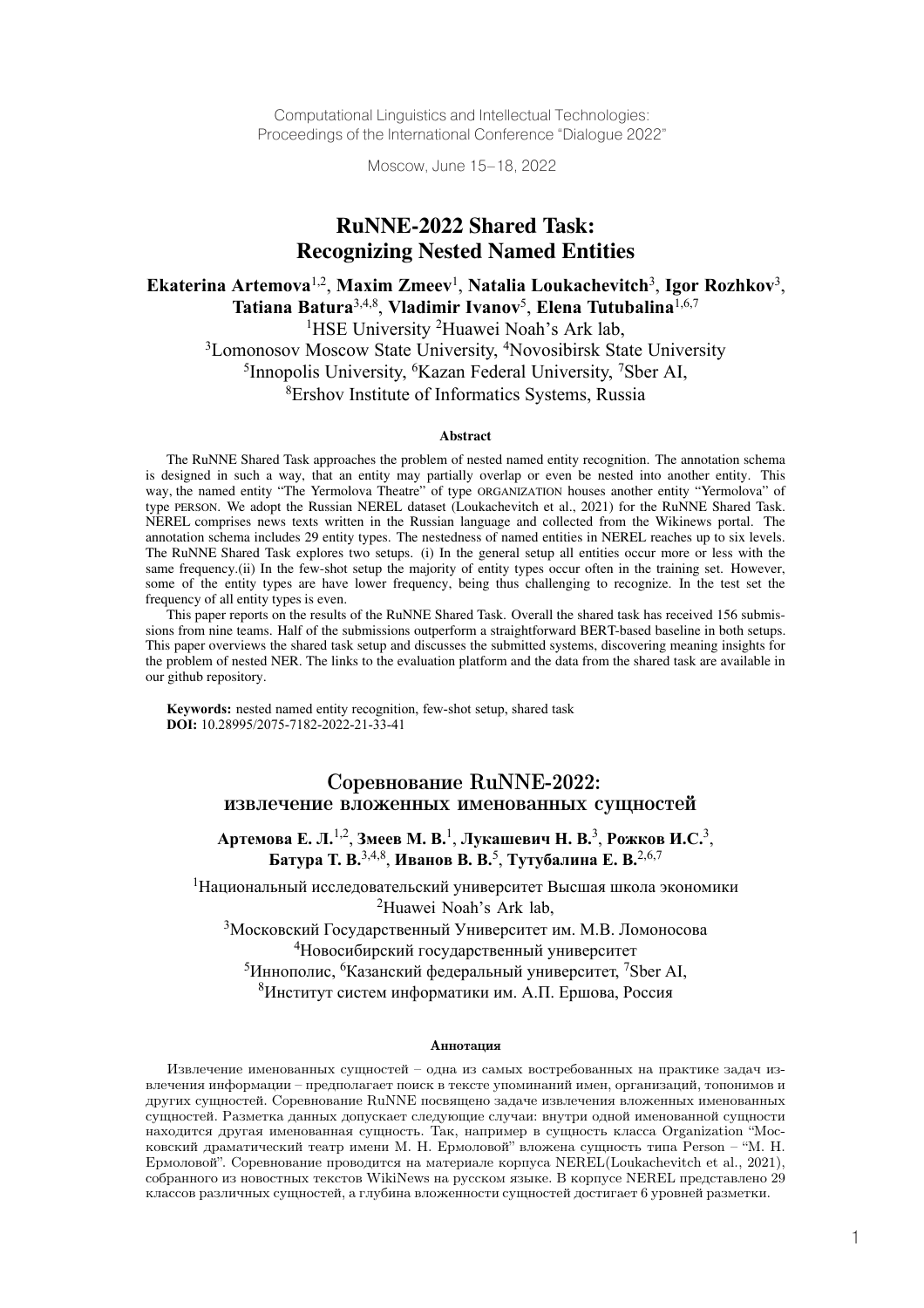Computational Linguistics and Intellectual Technologies:
Proceedings of the International Conference "Dialogue 2022"

Moscow, June 15–18, 2022

# RuNNE-2022 Shared Task: Recognizing Nested Named Entities

**Ekaterina Artemova**[1,2], **Maxim Zmeev**[1], **Natalia Loukachevitch**[3], **Igor Rozhkov**[3], **Tatiana Batura**[3,4,8], **Vladimir Ivanov**[5], **Elena Tutubalina**[1,6,7]

[1]HSE University [2]Huawei Noah's Ark lab,
[3]Lomonosov Moscow State University, [4]Novosibirsk State University
[5]Innopolis University, [6]Kazan Federal University, [7]Sber AI,
[8]Ershov Institute of Informatics Systems, Russia

### Abstract

The RuNNE Shared Task approaches the problem of nested named entity recognition. The annotation schema is designed in such a way, that an entity may partially overlap or even be nested into another entity. This way, the named entity "The Yermolova Theatre" of type ORGANIZATION houses another entity "Yermolova" of type PERSON. We adopt the Russian NEREL dataset (Loukachevitch et al., 2021) for the RuNNE Shared Task. NEREL comprises news texts written in the Russian language and collected from the Wikinews portal. The annotation schema includes 29 entity types. The nestedness of named entities in NEREL reaches up to six levels. The RuNNE Shared Task explores two setups. (i) In the general setup all entities occur more or less with the same frequency.(ii) In the few-shot setup the majority of entity types occur often in the training set. However, some of the entity types are have lower frequency, being thus challenging to recognize. In the test set the frequency of all entity types is even.

This paper reports on the results of the RuNNE Shared Task. Overall the shared task has received 156 submissions from nine teams. Half of the submissions outperform a straightforward BERT-based baseline in both setups. This paper overviews the shared task setup and discusses the submitted systems, discovering meaning insights for the problem of nested NER. The links to the evaluation platform and the data from the shared task are available in our github repository.

**Keywords:** nested named entity recognition, few-shot setup, shared task
**DOI:** 10.28995/2075-7182-2022-21-33-41

# Соревнование RuNNE-2022: извлечение вложенных именованных сущностей

**Артемова Е. Л.**[1,2], **Змеев М. В.**[1], **Лукашевич Н. В.**[3], **Рожков И.С.**[3], **Батура Т. В.**[3,4,8], **Иванов В. В.**[5], **Тутубалина Е. В.**[2,6,7]

[1]Национальный исследовательский университет Высшая школа экономики
[2]Huawei Noah's Ark lab,
[3]Московский Государственный Университет им. М.В. Ломоносова
[4]Новосибирский государственный университет
[5]Иннополис, [6]Казанский федеральный университет, [7]Sber AI,
[8]Институт систем информатики им. А.П. Ершова, Россия

### Аннотация

Извлечение именованных сущностей – одна из самых востребованных на практике задач извлечения информации – предполагает поиск в тексте упоминаний имен, организаций, топонимов и других сущностей. Соревнование RuNNE посвящено задаче извлечения вложенных именованных сущностей. Разметка данных допускает следующие случаи: внутри одной именованной сущности находится другая именованная сущность. Так, например в сущность класса Organization "Московский драматический театр имени М. Н. Ермоловой" вложена сущность типа Person – "М. Н. Ермоловой". Соревнование проводится на материале корпуса NEREL(Loukachevitch et al., 2021), собранного из новостных текстов WikiNews на русском языке. В корпусе NEREL представлено 29 классов различных сущностей, а глубина вложенности сущностей достигает 6 уровней разметки.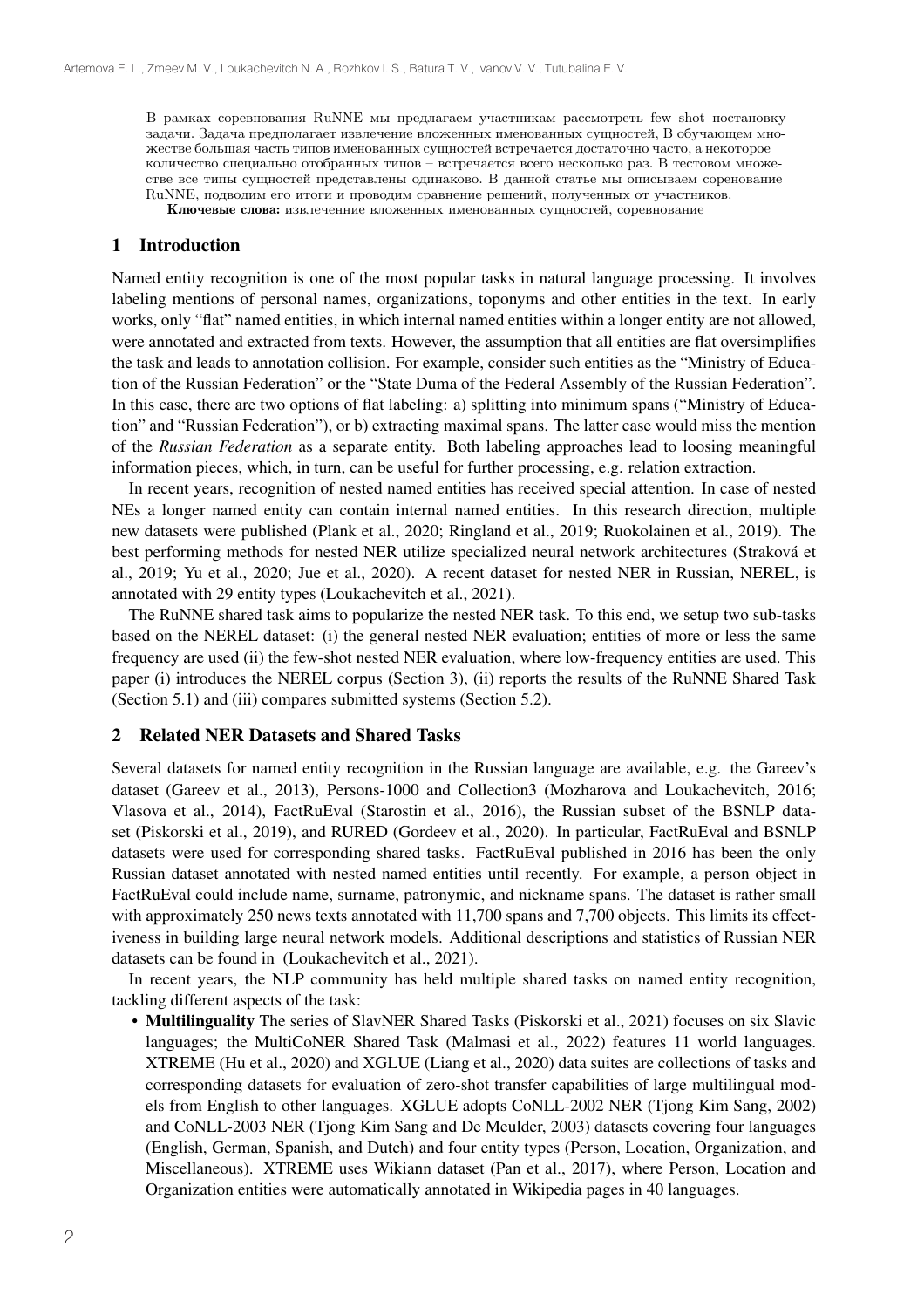В рамках соревнования RuNNE мы предлагаем участникам рассмотреть few shot постановку задачи. Задача предполагает извлечение вложенных именованных сущностей, В обучающем множестве большая часть типов именованных сущностей встречается достаточно часто, а некоторое количество специально отобранных типов – встречается всего несколько раз. В тестовом множестве все типы сущностей представлены одинаково. В данной статье мы описываем соренование RuNNE, подводим его итоги и проводим сравнение решений, полученных от участников.

**Ключевые слова:** извлеченние вложенных именованных сущностей, соревнование

## 1 Introduction

Named entity recognition is one of the most popular tasks in natural language processing. It involves labeling mentions of personal names, organizations, toponyms and other entities in the text. In early works, only "flat" named entities, in which internal named entities within a longer entity are not allowed, were annotated and extracted from texts. However, the assumption that all entities are flat oversimplifies the task and leads to annotation collision. For example, consider such entities as the "Ministry of Education of the Russian Federation" or the "State Duma of the Federal Assembly of the Russian Federation". In this case, there are two options of flat labeling: a) splitting into minimum spans ("Ministry of Education" and "Russian Federation"), or b) extracting maximal spans. The latter case would miss the mention of the *Russian Federation* as a separate entity. Both labeling approaches lead to loosing meaningful information pieces, which, in turn, can be useful for further processing, e.g. relation extraction.

In recent years, recognition of nested named entities has received special attention. In case of nested NEs a longer named entity can contain internal named entities. In this research direction, multiple new datasets were published (Plank et al., 2020; Ringland et al., 2019; Ruokolainen et al., 2019). The best performing methods for nested NER utilize specialized neural network architectures (Straková et al., 2019; Yu et al., 2020; Jue et al., 2020). A recent dataset for nested NER in Russian, NEREL, is annotated with 29 entity types (Loukachevitch et al., 2021).

The RuNNE shared task aims to popularize the nested NER task. To this end, we setup two sub-tasks based on the NEREL dataset: (i) the general nested NER evaluation; entities of more or less the same frequency are used (ii) the few-shot nested NER evaluation, where low-frequency entities are used. This paper (i) introduces the NEREL corpus (Section 3), (ii) reports the results of the RuNNE Shared Task (Section 5.1) and (iii) compares submitted systems (Section 5.2).

## 2 Related NER Datasets and Shared Tasks

Several datasets for named entity recognition in the Russian language are available, e.g. the Gareev's dataset (Gareev et al., 2013), Persons-1000 and Collection3 (Mozharova and Loukachevitch, 2016; Vlasova et al., 2014), FactRuEval (Starostin et al., 2016), the Russian subset of the BSNLP dataset (Piskorski et al., 2019), and RURED (Gordeev et al., 2020). In particular, FactRuEval and BSNLP datasets were used for corresponding shared tasks. FactRuEval published in 2016 has been the only Russian dataset annotated with nested named entities until recently. For example, a person object in FactRuEval could include name, surname, patronymic, and nickname spans. The dataset is rather small with approximately 250 news texts annotated with 11,700 spans and 7,700 objects. This limits its effectiveness in building large neural network models. Additional descriptions and statistics of Russian NER datasets can be found in (Loukachevitch et al., 2021).

In recent years, the NLP community has held multiple shared tasks on named entity recognition, tackling different aspects of the task:

- **Multilinguality** The series of SlavNER Shared Tasks (Piskorski et al., 2021) focuses on six Slavic languages; the MultiCoNER Shared Task (Malmasi et al., 2022) features 11 world languages. XTREME (Hu et al., 2020) and XGLUE (Liang et al., 2020) data suites are collections of tasks and corresponding datasets for evaluation of zero-shot transfer capabilities of large multilingual models from English to other languages. XGLUE adopts CoNLL-2002 NER (Tjong Kim Sang, 2002) and CoNLL-2003 NER (Tjong Kim Sang and De Meulder, 2003) datasets covering four languages (English, German, Spanish, and Dutch) and four entity types (Person, Location, Organization, and Miscellaneous). XTREME uses Wikiann dataset (Pan et al., 2017), where Person, Location and Organization entities were automatically annotated in Wikipedia pages in 40 languages.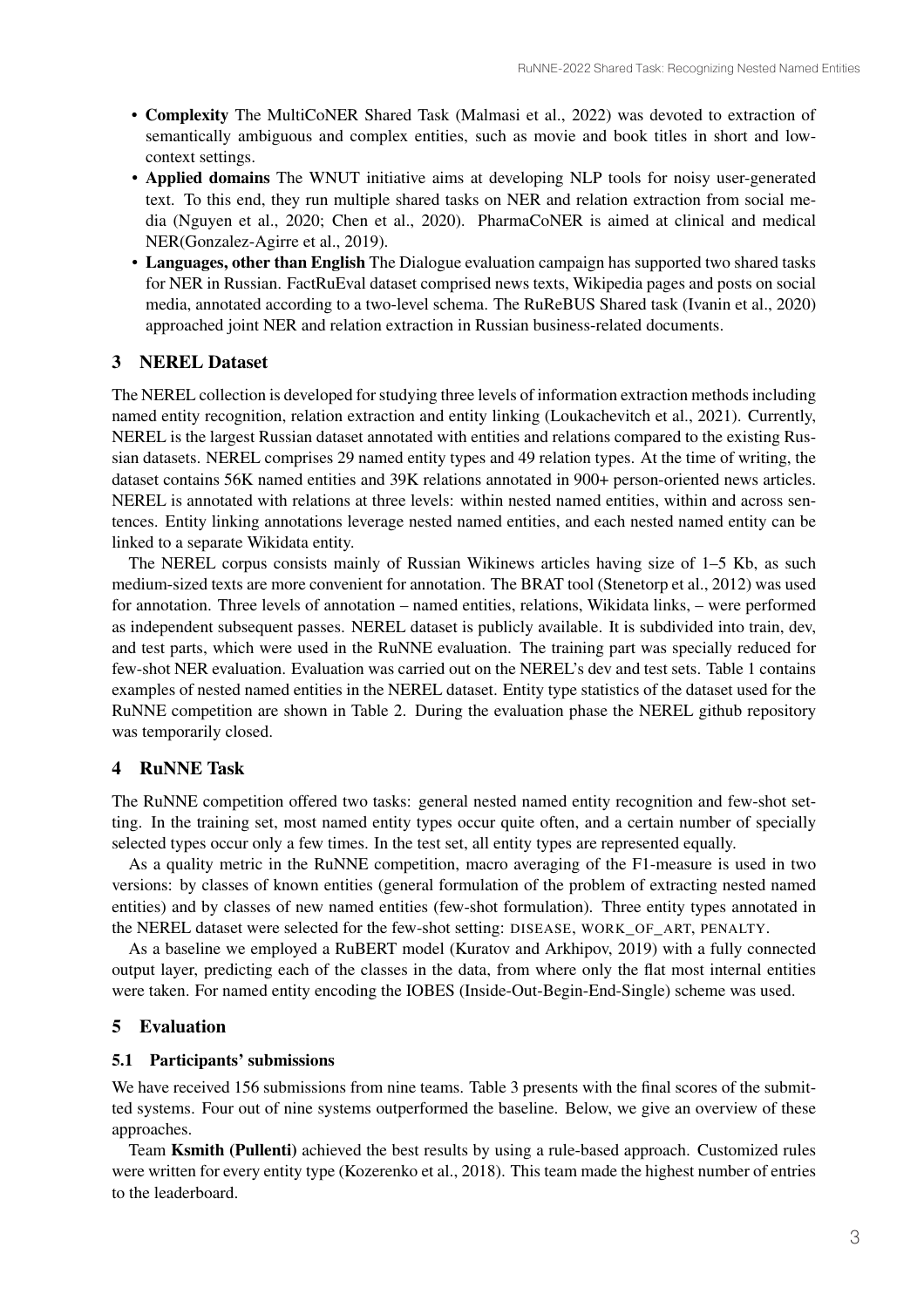- **Complexity** The MultiCoNER Shared Task (Malmasi et al., 2022) was devoted to extraction of semantically ambiguous and complex entities, such as movie and book titles in short and low-context settings.
- **Applied domains** The WNUT initiative aims at developing NLP tools for noisy user-generated text. To this end, they run multiple shared tasks on NER and relation extraction from social media (Nguyen et al., 2020; Chen et al., 2020). PharmaCoNER is aimed at clinical and medical NER(Gonzalez-Agirre et al., 2019).
- **Languages, other than English** The Dialogue evaluation campaign has supported two shared tasks for NER in Russian. FactRuEval dataset comprised news texts, Wikipedia pages and posts on social media, annotated according to a two-level schema. The RuReBUS Shared task (Ivanin et al., 2020) approached joint NER and relation extraction in Russian business-related documents.

## 3 NEREL Dataset

The NEREL collection is developed for studying three levels of information extraction methods including named entity recognition, relation extraction and entity linking (Loukachevitch et al., 2021). Currently, NEREL is the largest Russian dataset annotated with entities and relations compared to the existing Russian datasets. NEREL comprises 29 named entity types and 49 relation types. At the time of writing, the dataset contains 56K named entities and 39K relations annotated in 900+ person-oriented news articles. NEREL is annotated with relations at three levels: within nested named entities, within and across sentences. Entity linking annotations leverage nested named entities, and each nested named entity can be linked to a separate Wikidata entity.

The NEREL corpus consists mainly of Russian Wikinews articles having size of 1–5 Kb, as such medium-sized texts are more convenient for annotation. The BRAT tool (Stenetorp et al., 2012) was used for annotation. Three levels of annotation – named entities, relations, Wikidata links, – were performed as independent subsequent passes. NEREL dataset is publicly available. It is subdivided into train, dev, and test parts, which were used in the RuNNE evaluation. The training part was specially reduced for few-shot NER evaluation. Evaluation was carried out on the NEREL's dev and test sets. Table 1 contains examples of nested named entities in the NEREL dataset. Entity type statistics of the dataset used for the RuNNE competition are shown in Table 2. During the evaluation phase the NEREL github repository was temporarily closed.

## 4 RuNNE Task

The RuNNE competition offered two tasks: general nested named entity recognition and few-shot setting. In the training set, most named entity types occur quite often, and a certain number of specially selected types occur only a few times. In the test set, all entity types are represented equally.

As a quality metric in the RuNNE competition, macro averaging of the F1-measure is used in two versions: by classes of known entities (general formulation of the problem of extracting nested named entities) and by classes of new named entities (few-shot formulation). Three entity types annotated in the NEREL dataset were selected for the few-shot setting: DISEASE, WORK_OF_ART, PENALTY.

As a baseline we employed a RuBERT model (Kuratov and Arkhipov, 2019) with a fully connected output layer, predicting each of the classes in the data, from where only the flat most internal entities were taken. For named entity encoding the IOBES (Inside-Out-Begin-End-Single) scheme was used.

## 5 Evaluation

### 5.1 Participants' submissions

We have received 156 submissions from nine teams. Table 3 presents with the final scores of the submitted systems. Four out of nine systems outperformed the baseline. Below, we give an overview of these approaches.

Team **Ksmith (Pullenti)** achieved the best results by using a rule-based approach. Customized rules were written for every entity type (Kozerenko et al., 2018). This team made the highest number of entries to the leaderboard.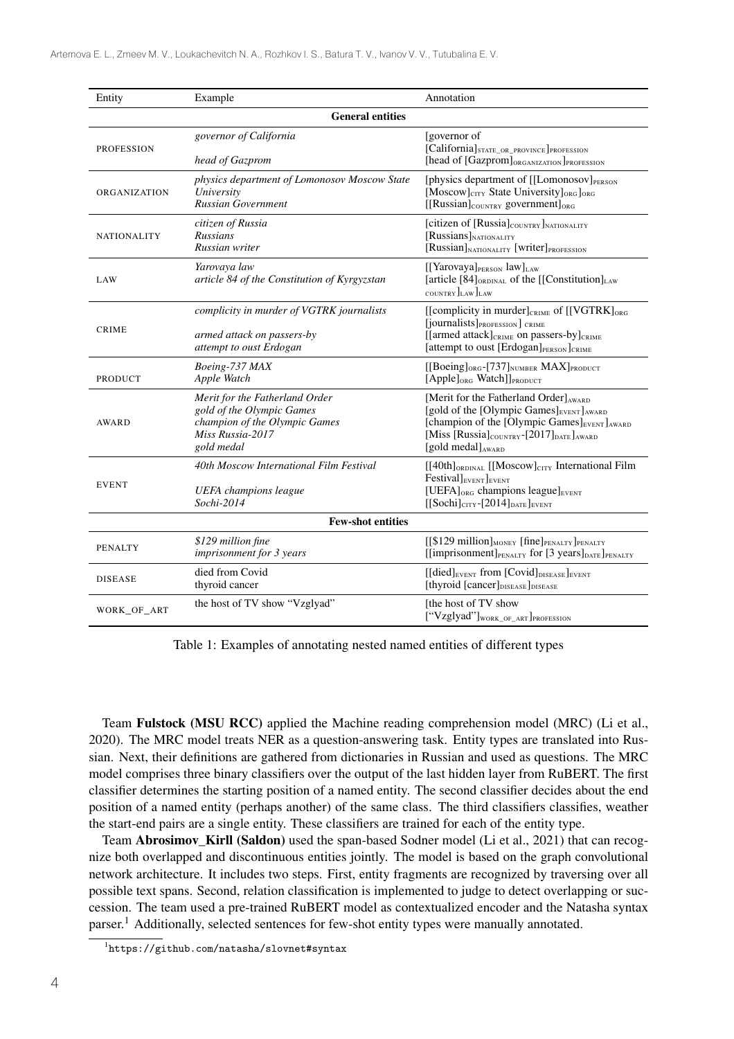| Entity | Example | Annotation |
|---|---|---|
| **General entities** | | |
| PROFESSION | *governor of California* | [governor of [California]$_{\text{STATE\_OR\_PROVINCE}}$]$_{\text{PROFESSION}}$ |
| | *head of Gazprom* | [head of [Gazprom]$_{\text{ORGANIZATION}}$]$_{\text{PROFESSION}}$ |
| ORGANIZATION | *physics department of Lomonosov Moscow State University* | [physics department of [[Lomonosov]$_{\text{PERSON}}$ [Moscow]$_{\text{CITY}}$ State University]$_{\text{ORG}}$]$_{\text{ORG}}$ |
| | *Russian Government* | [[Russian]$_{\text{COUNTRY}}$ government]$_{\text{ORG}}$ |
| NATIONALITY | *citizen of Russia* | [citizen of [Russia]$_{\text{COUNTRY}}$]$_{\text{NATIONALITY}}$ |
| | *Russians* | [Russians]$_{\text{NATIONALITY}}$ |
| | *Russian writer* | [Russian]$_{\text{NATIONALITY}}$ [writer]$_{\text{PROFESSION}}$ |
| LAW | *Yarovaya law* | [[Yarovaya]$_{\text{PERSON}}$ law]$_{\text{LAW}}$ |
| | *article 84 of the Constitution of Kyrgyzstan* | [article [84]$_{\text{ORDINAL}}$ of the [[Constitution]$_{\text{LAW}}$ COUNTRY]$_{\text{LAW}}$]$_{\text{LAW}}$ |
| CRIME | *complicity in murder of VGTRK journalists* | [[complicity in murder]$_{\text{CRIME}}$ of [[VGTRK]$_{\text{ORG}}$ [journalists]$_{\text{PROFESSION}}$] CRIME |
| | *armed attack on passers-by* | [[armed attack]$_{\text{CRIME}}$ on passers-by]$_{\text{CRIME}}$ |
| | *attempt to oust Erdogan* | [attempt to oust [Erdogan]$_{\text{PERSON}}$]$_{\text{CRIME}}$ |
| PRODUCT | *Boeing-737 MAX* | [[Boeing]$_{\text{ORG}}$-[737]$_{\text{NUMBER}}$ MAX]$_{\text{PRODUCT}}$ |
| | *Apple Watch* | [Apple]$_{\text{ORG}}$ Watch]]$_{\text{PRODUCT}}$ |
| AWARD | *Merit for the Fatherland Order* | [Merit for the Fatherland Order]$_{\text{AWARD}}$ |
| | *gold of the Olympic Games* | [gold of the [Olympic Games]$_{\text{EVENT}}$]$_{\text{AWARD}}$ |
| | *champion of the Olympic Games* | [champion of the [Olympic Games]$_{\text{EVENT}}$]$_{\text{AWARD}}$ |
| | *Miss Russia-2017* | [Miss [Russia]$_{\text{COUNTRY}}$-[2017]$_{\text{DATE}}$]$_{\text{AWARD}}$ |
| | *gold medal* | [gold medal]$_{\text{AWARD}}$ |
| EVENT | *40th Moscow International Film Festival* | [[40th]$_{\text{ORDINAL}}$ [[Moscow]$_{\text{CITY}}$ International Film Festival]$_{\text{EVENT}}$]$_{\text{EVENT}}$ |
| | *UEFA champions league* | [UEFA]$_{\text{ORG}}$ champions league]$_{\text{EVENT}}$ |
| | *Sochi-2014* | [[Sochi]$_{\text{CITY}}$-[2014]$_{\text{DATE}}$]$_{\text{EVENT}}$ |
| **Few-shot entities** | | |
| PENALTY | *\$129 million fine* | [[\$129 million]$_{\text{MONEY}}$ [fine]$_{\text{PENALTY}}$]$_{\text{PENALTY}}$ |
| | *imprisonment for 3 years* | [[imprisonment]$_{\text{PENALTY}}$ for [3 years]$_{\text{DATE}}$]$_{\text{PENALTY}}$ |
| DISEASE | died from Covid | [[died]$_{\text{EVENT}}$ from [Covid]$_{\text{DISEASE}}$]$_{\text{EVENT}}$ |
| | thyroid cancer | [thyroid [cancer]$_{\text{DISEASE}}$]$_{\text{DISEASE}}$ |
| WORK_OF_ART | the host of TV show "Vzglyad" | [the host of TV show ["Vzglyad"]$_{\text{WORK\_OF\_ART}}$]$_{\text{PROFESSION}}$ |

Table 1: Examples of annotating nested named entities of different types

Team **Fulstock (MSU RCC)** applied the Machine reading comprehension model (MRC) (Li et al., 2020). The MRC model treats NER as a question-answering task. Entity types are translated into Russian. Next, their definitions are gathered from dictionaries in Russian and used as questions. The MRC model comprises three binary classifiers over the output of the last hidden layer from RuBERT. The first classifier determines the starting position of a named entity. The second classifier decides about the end position of a named entity (perhaps another) of the same class. The third classifiers classifies, weather the start-end pairs are a single entity. These classifiers are trained for each of the entity type.

Team **Abrosimov_Kirll (Saldon)** used the span-based Sodner model (Li et al., 2021) that can recognize both overlapped and discontinuous entities jointly. The model is based on the graph convolutional network architecture. It includes two steps. First, entity fragments are recognized by traversing over all possible text spans. Second, relation classification is implemented to judge to detect overlapping or succession. The team used a pre-trained RuBERT model as contextualized encoder and the Natasha syntax parser.[1] Additionally, selected sentences for few-shot entity types were manually annotated.

[1] https://github.com/natasha/slovnet#syntax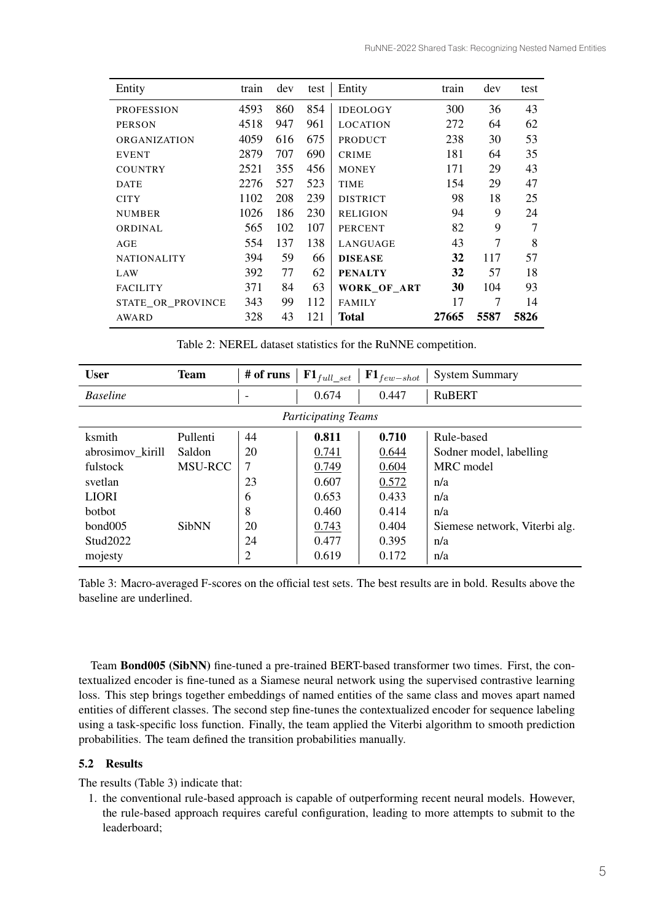| Entity | train | dev | test | Entity | train | dev | test |
|---|---|---|---|---|---|---|---|
| PROFESSION | 4593 | 860 | 854 | IDEOLOGY | 300 | 36 | 43 |
| PERSON | 4518 | 947 | 961 | LOCATION | 272 | 64 | 62 |
| ORGANIZATION | 4059 | 616 | 675 | PRODUCT | 238 | 30 | 53 |
| EVENT | 2879 | 707 | 690 | CRIME | 181 | 64 | 35 |
| COUNTRY | 2521 | 355 | 456 | MONEY | 171 | 29 | 43 |
| DATE | 2276 | 527 | 523 | TIME | 154 | 29 | 47 |
| CITY | 1102 | 208 | 239 | DISTRICT | 98 | 18 | 25 |
| NUMBER | 1026 | 186 | 230 | RELIGION | 94 | 9 | 24 |
| ORDINAL | 565 | 102 | 107 | PERCENT | 82 | 9 | 7 |
| AGE | 554 | 137 | 138 | LANGUAGE | 43 | 7 | 8 |
| NATIONALITY | 394 | 59 | 66 | **DISEASE** | **32** | 117 | 57 |
| LAW | 392 | 77 | 62 | **PENALTY** | **32** | 57 | 18 |
| FACILITY | 371 | 84 | 63 | **WORK_OF_ART** | **30** | 104 | 93 |
| STATE_OR_PROVINCE | 343 | 99 | 112 | FAMILY | 17 | 7 | 14 |
| AWARD | 328 | 43 | 121 | **Total** | **27665** | **5587** | **5826** |

Table 2: NEREL dataset statistics for the RuNNE competition.

| User | Team | # of runs | $\mathbf{F1}_{full\_set}$ | $\mathbf{F1}_{few-shot}$ | System Summary |
|---|---|---|---|---|---|
| *Baseline* | | - | 0.674 | 0.447 | RuBERT |
| *Participating Teams* | | | | | |
| ksmith | Pullenti | 44 | **0.811** | **0.710** | Rule-based |
| abrosimov_kirill | Saldon | 20 | <u>0.741</u> | <u>0.644</u> | Sodner model, labelling |
| fulstock | MSU-RCC | 7 | <u>0.749</u> | <u>0.604</u> | MRC model |
| svetlan | | 23 | 0.607 | <u>0.572</u> | n/a |
| LIORI | | 6 | 0.653 | 0.433 | n/a |
| botbot | | 8 | 0.460 | 0.414 | n/a |
| bond005 | SibNN | 20 | <u>0.743</u> | 0.404 | Siemese network, Viterbi alg. |
| Stud2022 | | 24 | 0.477 | 0.395 | n/a |
| mojesty | | 2 | 0.619 | 0.172 | n/a |

Table 3: Macro-averaged F-scores on the official test sets. The best results are in bold. Results above the baseline are underlined.

Team **Bond005 (SibNN)** fine-tuned a pre-trained BERT-based transformer two times. First, the contextualized encoder is fine-tuned as a Siamese neural network using the supervised contrastive learning loss. This step brings together embeddings of named entities of the same class and moves apart named entities of different classes. The second step fine-tunes the contextualized encoder for sequence labeling using a task-specific loss function. Finally, the team applied the Viterbi algorithm to smooth prediction probabilities. The team defined the transition probabilities manually.

### 5.2 Results

The results (Table 3) indicate that:

1. the conventional rule-based approach is capable of outperforming recent neural models. However, the rule-based approach requires careful configuration, leading to more attempts to submit to the leaderboard;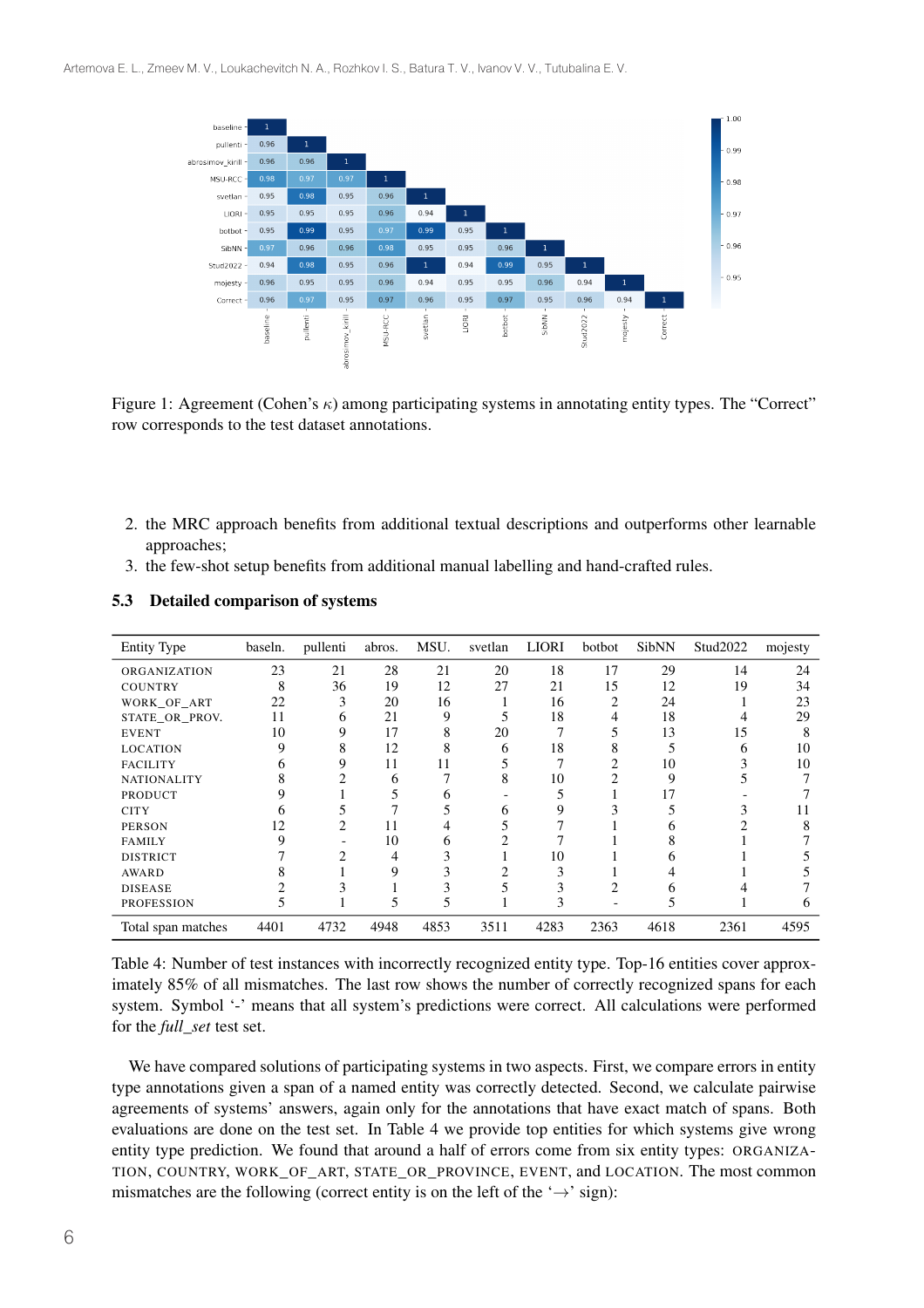Figure 1: Agreement (Cohen's $\kappa$) among participating systems in annotating entity types. The "Correct" row corresponds to the test dataset annotations.

2. the MRC approach benefits from additional textual descriptions and outperforms other learnable approaches;
3. the few-shot setup benefits from additional manual labelling and hand-crafted rules.

### 5.3 Detailed comparison of systems

| Entity Type | baseln. | pullenti | abros. | MSU. | svetlan | LIORI | botbot | SibNN | Stud2022 | mojesty |
|---|---|---|---|---|---|---|---|---|---|---|
| ORGANIZATION | 23 | 21 | 28 | 21 | 20 | 18 | 17 | 29 | 14 | 24 |
| COUNTRY | 8 | 36 | 19 | 12 | 27 | 21 | 15 | 12 | 19 | 34 |
| WORK_OF_ART | 22 | 3 | 20 | 16 | 1 | 16 | 2 | 24 | 1 | 23 |
| STATE_OR_PROV. | 11 | 6 | 21 | 9 | 5 | 18 | 4 | 18 | 4 | 29 |
| EVENT | 10 | 9 | 17 | 8 | 20 | 7 | 5 | 13 | 15 | 8 |
| LOCATION | 9 | 8 | 12 | 8 | 6 | 18 | 8 | 5 | 6 | 10 |
| FACILITY | 6 | 9 | 11 | 11 | 5 | 7 | 2 | 10 | 3 | 10 |
| NATIONALITY | 8 | 2 | 6 | 7 | 8 | 10 | 2 | 9 | 5 | 7 |
| PRODUCT | 9 | 1 | 5 | 6 | - | 5 | 1 | 17 | - | 7 |
| CITY | 6 | 5 | 7 | 5 | 6 | 9 | 3 | 5 | 3 | 11 |
| PERSON | 12 | 2 | 11 | 4 | 5 | 7 | 1 | 6 | 2 | 8 |
| FAMILY | 9 | - | 10 | 6 | 2 | 7 | 1 | 8 | 1 | 7 |
| DISTRICT | 7 | 2 | 4 | 3 | 1 | 10 | 1 | 6 | 1 | 5 |
| AWARD | 8 | 1 | 9 | 3 | 2 | 3 | 1 | 4 | 1 | 5 |
| DISEASE | 2 | 3 | 1 | 3 | 5 | 3 | 2 | 6 | 4 | 7 |
| PROFESSION | 5 | 1 | 5 | 5 | 1 | 3 | - | 5 | 1 | 6 |
| Total span matches | 4401 | 4732 | 4948 | 4853 | 3511 | 4283 | 2363 | 4618 | 2361 | 4595 |

Table 4: Number of test instances with incorrectly recognized entity type. Top-16 entities cover approximately 85% of all mismatches. The last row shows the number of correctly recognized spans for each system. Symbol '-' means that all system's predictions were correct. All calculations were performed for the *full_set* test set.

We have compared solutions of participating systems in two aspects. First, we compare errors in entity type annotations given a span of a named entity was correctly detected. Second, we calculate pairwise agreements of systems' answers, again only for the annotations that have exact match of spans. Both evaluations are done on the test set. In Table 4 we provide top entities for which systems give wrong entity type prediction. We found that around a half of errors come from six entity types: ORGANIZATION, COUNTRY, WORK_OF_ART, STATE_OR_PROVINCE, EVENT, and LOCATION. The most common mismatches are the following (correct entity is on the left of the '→' sign):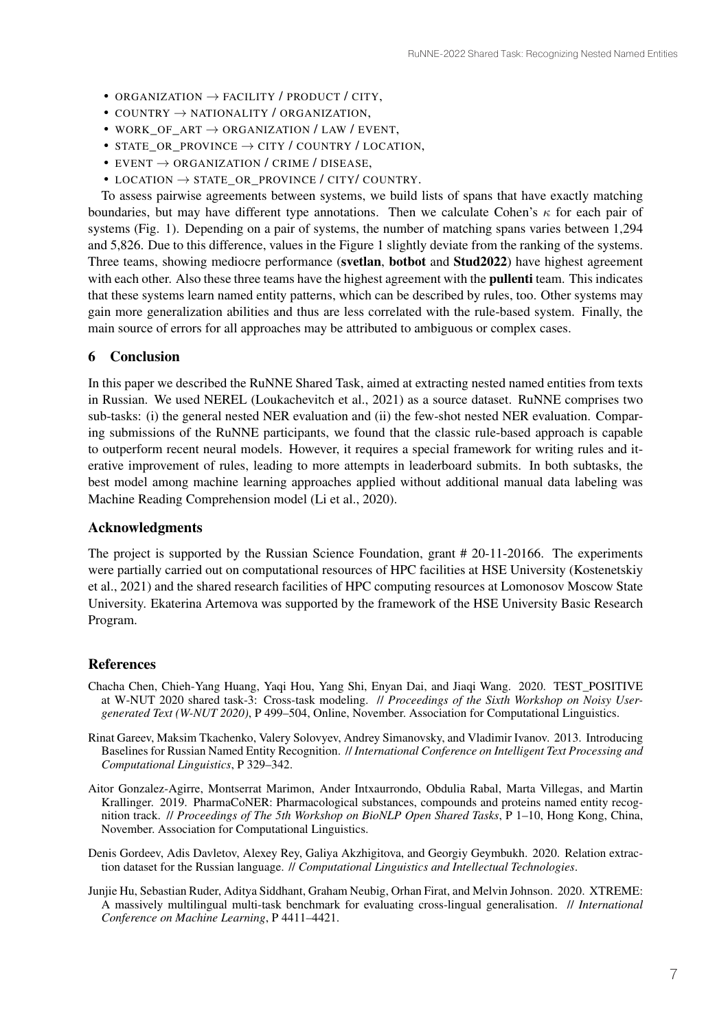- ORGANIZATION → FACILITY / PRODUCT / CITY,
- COUNTRY → NATIONALITY / ORGANIZATION,
- WORK_OF_ART → ORGANIZATION / LAW / EVENT,
- STATE_OR_PROVINCE → CITY / COUNTRY / LOCATION,
- EVENT → ORGANIZATION / CRIME / DISEASE,
- LOCATION → STATE_OR_PROVINCE / CITY/ COUNTRY.

To assess pairwise agreements between systems, we build lists of spans that have exactly matching boundaries, but may have different type annotations. Then we calculate Cohen's $\kappa$ for each pair of systems (Fig. 1). Depending on a pair of systems, the number of matching spans varies between 1,294 and 5,826. Due to this difference, values in the Figure 1 slightly deviate from the ranking of the systems. Three teams, showing mediocre performance (**svetlan**, **botbot** and **Stud2022**) have highest agreement with each other. Also these three teams have the highest agreement with the **pullenti** team. This indicates that these systems learn named entity patterns, which can be described by rules, too. Other systems may gain more generalization abilities and thus are less correlated with the rule-based system. Finally, the main source of errors for all approaches may be attributed to ambiguous or complex cases.

## 6 Conclusion

In this paper we described the RuNNE Shared Task, aimed at extracting nested named entities from texts in Russian. We used NEREL (Loukachevitch et al., 2021) as a source dataset. RuNNE comprises two sub-tasks: (i) the general nested NER evaluation and (ii) the few-shot nested NER evaluation. Comparing submissions of the RuNNE participants, we found that the classic rule-based approach is capable to outperform recent neural models. However, it requires a special framework for writing rules and iterative improvement of rules, leading to more attempts in leaderboard submits. In both subtasks, the best model among machine learning approaches applied without additional manual data labeling was Machine Reading Comprehension model (Li et al., 2020).

## Acknowledgments

The project is supported by the Russian Science Foundation, grant # 20-11-20166. The experiments were partially carried out on computational resources of HPC facilities at HSE University (Kostenetskiy et al., 2021) and the shared research facilities of HPC computing resources at Lomonosov Moscow State University. Ekaterina Artemova was supported by the framework of the HSE University Basic Research Program.

## References

Chacha Chen, Chieh-Yang Huang, Yaqi Hou, Yang Shi, Enyan Dai, and Jiaqi Wang. 2020. TEST_POSITIVE at W-NUT 2020 shared task-3: Cross-task modeling. // *Proceedings of the Sixth Workshop on Noisy User-generated Text (W-NUT 2020)*, P 499–504, Online, November. Association for Computational Linguistics.

Rinat Gareev, Maksim Tkachenko, Valery Solovyev, Andrey Simanovsky, and Vladimir Ivanov. 2013. Introducing Baselines for Russian Named Entity Recognition. // *International Conference on Intelligent Text Processing and Computational Linguistics*, P 329–342.

Aitor Gonzalez-Agirre, Montserrat Marimon, Ander Intxaurrondo, Obdulia Rabal, Marta Villegas, and Martin Krallinger. 2019. PharmaCoNER: Pharmacological substances, compounds and proteins named entity recognition track. // *Proceedings of The 5th Workshop on BioNLP Open Shared Tasks*, P 1–10, Hong Kong, China, November. Association for Computational Linguistics.

Denis Gordeev, Adis Davletov, Alexey Rey, Galiya Akzhigitova, and Georgiy Geymbukh. 2020. Relation extraction dataset for the Russian language. // *Computational Linguistics and Intellectual Technologies*.

Junjie Hu, Sebastian Ruder, Aditya Siddhant, Graham Neubig, Orhan Firat, and Melvin Johnson. 2020. XTREME: A massively multilingual multi-task benchmark for evaluating cross-lingual generalisation. // *International Conference on Machine Learning*, P 4411–4421.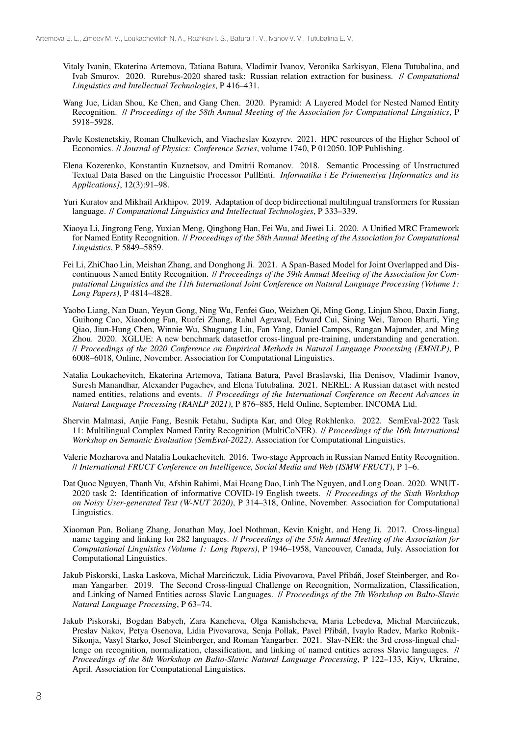Vitaly Ivanin, Ekaterina Artemova, Tatiana Batura, Vladimir Ivanov, Veronika Sarkisyan, Elena Tutubalina, and Ivab Smurov. 2020. Rurebus-2020 shared task: Russian relation extraction for business. // *Computational Linguistics and Intellectual Technologies*, P 416–431.

Wang Jue, Lidan Shou, Ke Chen, and Gang Chen. 2020. Pyramid: A Layered Model for Nested Named Entity Recognition. // *Proceedings of the 58th Annual Meeting of the Association for Computational Linguistics*, P 5918–5928.

Pavle Kostenetskiy, Roman Chulkevich, and Viacheslav Kozyrev. 2021. HPC resources of the Higher School of Economics. // *Journal of Physics: Conference Series*, volume 1740, P 012050. IOP Publishing.

Elena Kozerenko, Konstantin Kuznetsov, and Dmitrii Romanov. 2018. Semantic Processing of Unstructured Textual Data Based on the Linguistic Processor PullEnti. *Informatika i Ee Primeneniya [Informatics and its Applications]*, 12(3):91–98.

Yuri Kuratov and Mikhail Arkhipov. 2019. Adaptation of deep bidirectional multilingual transformers for Russian language. // *Computational Linguistics and Intellectual Technologies*, P 333–339.

Xiaoya Li, Jingrong Feng, Yuxian Meng, Qinghong Han, Fei Wu, and Jiwei Li. 2020. A Unified MRC Framework for Named Entity Recognition. // *Proceedings of the 58th Annual Meeting of the Association for Computational Linguistics*, P 5849–5859.

Fei Li, ZhiChao Lin, Meishan Zhang, and Donghong Ji. 2021. A Span-Based Model for Joint Overlapped and Discontinuous Named Entity Recognition. // *Proceedings of the 59th Annual Meeting of the Association for Computational Linguistics and the 11th International Joint Conference on Natural Language Processing (Volume 1: Long Papers)*, P 4814–4828.

Yaobo Liang, Nan Duan, Yeyun Gong, Ning Wu, Fenfei Guo, Weizhen Qi, Ming Gong, Linjun Shou, Daxin Jiang, Guihong Cao, Xiaodong Fan, Ruofei Zhang, Rahul Agrawal, Edward Cui, Sining Wei, Taroon Bharti, Ying Qiao, Jiun-Hung Chen, Winnie Wu, Shuguang Liu, Fan Yang, Daniel Campos, Rangan Majumder, and Ming Zhou. 2020. XGLUE: A new benchmark datasetfor cross-lingual pre-training, understanding and generation. // *Proceedings of the 2020 Conference on Empirical Methods in Natural Language Processing (EMNLP)*, P 6008–6018, Online, November. Association for Computational Linguistics.

Natalia Loukachevitch, Ekaterina Artemova, Tatiana Batura, Pavel Braslavski, Ilia Denisov, Vladimir Ivanov, Suresh Manandhar, Alexander Pugachev, and Elena Tutubalina. 2021. NEREL: A Russian dataset with nested named entities, relations and events. // *Proceedings of the International Conference on Recent Advances in Natural Language Processing (RANLP 2021)*, P 876–885, Held Online, September. INCOMA Ltd.

Shervin Malmasi, Anjie Fang, Besnik Fetahu, Sudipta Kar, and Oleg Rokhlenko. 2022. SemEval-2022 Task 11: Multilingual Complex Named Entity Recognition (MultiCoNER). // *Proceedings of the 16th International Workshop on Semantic Evaluation (SemEval-2022)*. Association for Computational Linguistics.

Valerie Mozharova and Natalia Loukachevitch. 2016. Two-stage Approach in Russian Named Entity Recognition. // *International FRUCT Conference on Intelligence, Social Media and Web (ISMW FRUCT)*, P 1–6.

Dat Quoc Nguyen, Thanh Vu, Afshin Rahimi, Mai Hoang Dao, Linh The Nguyen, and Long Doan. 2020. WNUT-2020 task 2: Identification of informative COVID-19 English tweets. // *Proceedings of the Sixth Workshop on Noisy User-generated Text (W-NUT 2020)*, P 314–318, Online, November. Association for Computational Linguistics.

Xiaoman Pan, Boliang Zhang, Jonathan May, Joel Nothman, Kevin Knight, and Heng Ji. 2017. Cross-lingual name tagging and linking for 282 languages. // *Proceedings of the 55th Annual Meeting of the Association for Computational Linguistics (Volume 1: Long Papers)*, P 1946–1958, Vancouver, Canada, July. Association for Computational Linguistics.

Jakub Piskorski, Laska Laskova, Michał Marcińczuk, Lidia Pivovarova, Pavel Přibáň, Josef Steinberger, and Roman Yangarber. 2019. The Second Cross-lingual Challenge on Recognition, Normalization, Classification, and Linking of Named Entities across Slavic Languages. // *Proceedings of the 7th Workshop on Balto-Slavic Natural Language Processing*, P 63–74.

Jakub Piskorski, Bogdan Babych, Zara Kancheva, Olga Kanishcheva, Maria Lebedeva, Michał Marcińczuk, Preslav Nakov, Petya Osenova, Lidia Pivovarova, Senja Pollak, Pavel Přibáň, Ivaylo Radev, Marko Robnik-Sikonja, Vasyl Starko, Josef Steinberger, and Roman Yangarber. 2021. Slav-NER: the 3rd cross-lingual challenge on recognition, normalization, classification, and linking of named entities across Slavic languages. // *Proceedings of the 8th Workshop on Balto-Slavic Natural Language Processing*, P 122–133, Kiyv, Ukraine, April. Association for Computational Linguistics.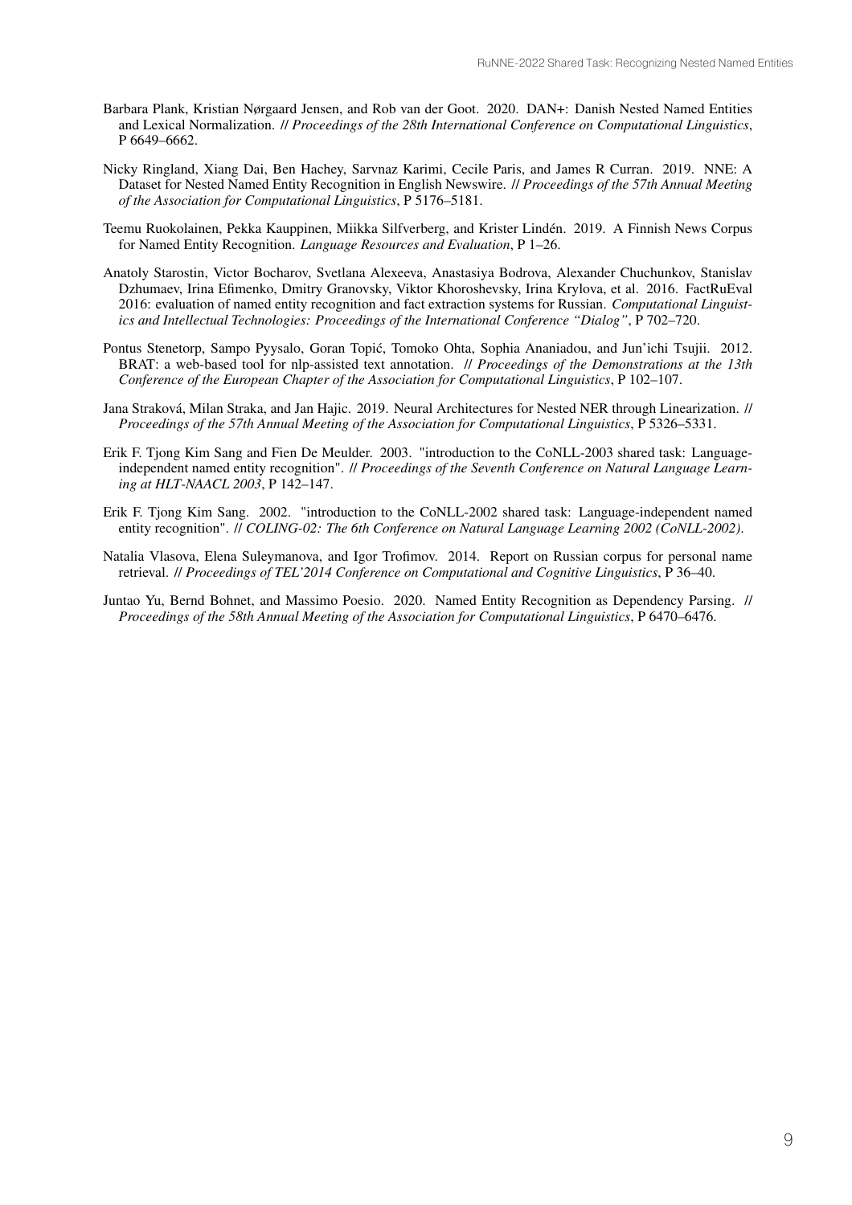Barbara Plank, Kristian Nørgaard Jensen, and Rob van der Goot. 2020. DAN+: Danish Nested Named Entities and Lexical Normalization. // *Proceedings of the 28th International Conference on Computational Linguistics*, P 6649–6662.

Nicky Ringland, Xiang Dai, Ben Hachey, Sarvnaz Karimi, Cecile Paris, and James R Curran. 2019. NNE: A Dataset for Nested Named Entity Recognition in English Newswire. // *Proceedings of the 57th Annual Meeting of the Association for Computational Linguistics*, P 5176–5181.

Teemu Ruokolainen, Pekka Kauppinen, Miikka Silfverberg, and Krister Lindén. 2019. A Finnish News Corpus for Named Entity Recognition. *Language Resources and Evaluation*, P 1–26.

Anatoly Starostin, Victor Bocharov, Svetlana Alexeeva, Anastasiya Bodrova, Alexander Chuchunkov, Stanislav Dzhumaev, Irina Efimenko, Dmitry Granovsky, Viktor Khoroshevsky, Irina Krylova, et al. 2016. FactRuEval 2016: evaluation of named entity recognition and fact extraction systems for Russian. *Computational Linguistics and Intellectual Technologies: Proceedings of the International Conference "Dialog"*, P 702–720.

Pontus Stenetorp, Sampo Pyysalo, Goran Topić, Tomoko Ohta, Sophia Ananiadou, and Jun'ichi Tsujii. 2012. BRAT: a web-based tool for nlp-assisted text annotation. // *Proceedings of the Demonstrations at the 13th Conference of the European Chapter of the Association for Computational Linguistics*, P 102–107.

Jana Straková, Milan Straka, and Jan Hajic. 2019. Neural Architectures for Nested NER through Linearization. // *Proceedings of the 57th Annual Meeting of the Association for Computational Linguistics*, P 5326–5331.

Erik F. Tjong Kim Sang and Fien De Meulder. 2003. "introduction to the CoNLL-2003 shared task: Language-independent named entity recognition". // *Proceedings of the Seventh Conference on Natural Language Learning at HLT-NAACL 2003*, P 142–147.

Erik F. Tjong Kim Sang. 2002. "introduction to the CoNLL-2002 shared task: Language-independent named entity recognition". // *COLING-02: The 6th Conference on Natural Language Learning 2002 (CoNLL-2002)*.

Natalia Vlasova, Elena Suleymanova, and Igor Trofimov. 2014. Report on Russian corpus for personal name retrieval. // *Proceedings of TEL'2014 Conference on Computational and Cognitive Linguistics*, P 36–40.

Juntao Yu, Bernd Bohnet, and Massimo Poesio. 2020. Named Entity Recognition as Dependency Parsing. // *Proceedings of the 58th Annual Meeting of the Association for Computational Linguistics*, P 6470–6476.